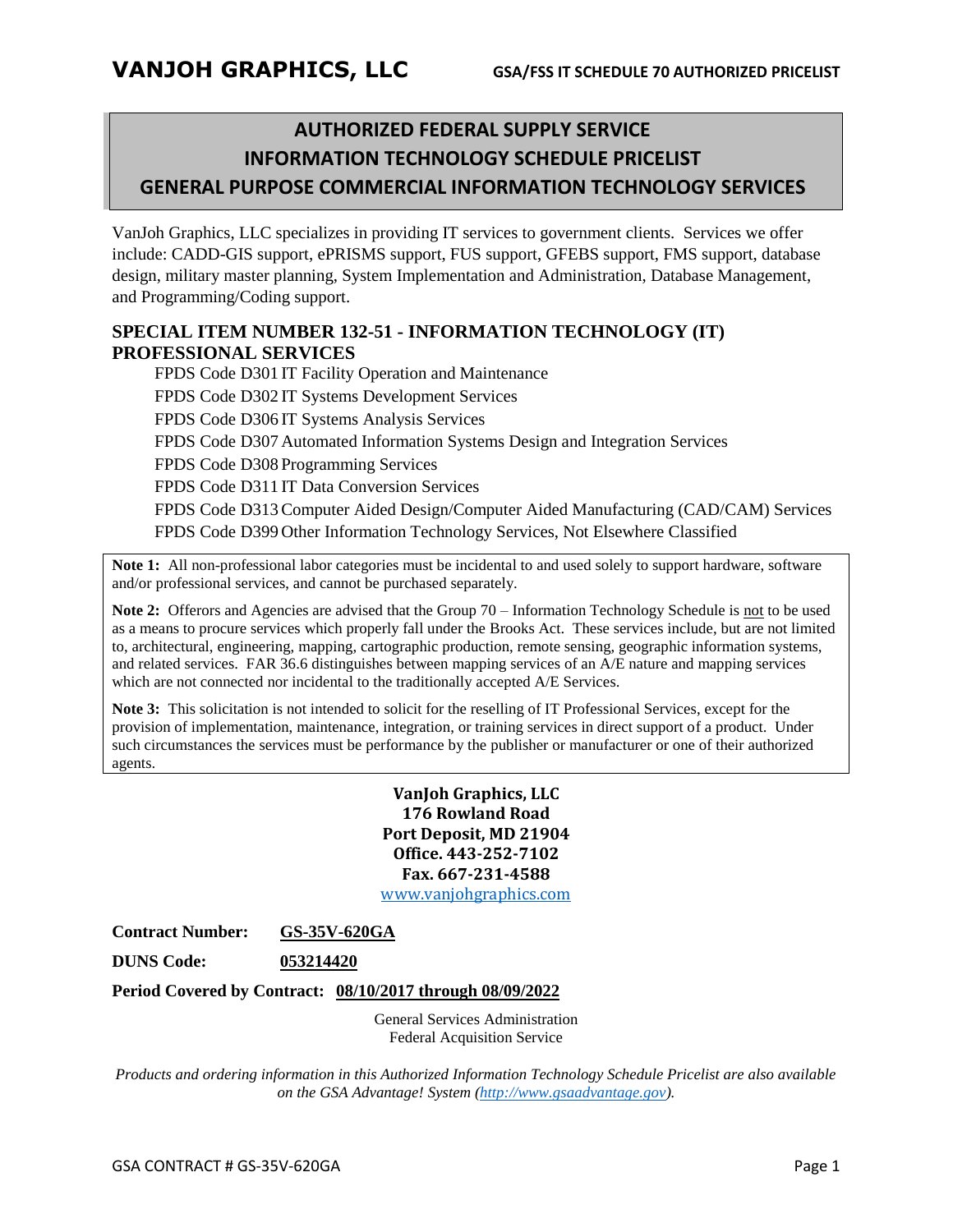# VANJOH GRAPHICS, LLC

**GSA/FSS IT SCHEDULE 70 AUTHORIZED PRICELIST**

## AUTHORIZED FEDERAL SUPPLY SERVICE
## INFORMATION TECHNOLOGY SCHEDULE PRICELIST
## GENERAL PURPOSE COMMERCIAL INFORMATION TECHNOLOGY SERVICES

VanJoh Graphics, LLC specializes in providing IT services to government clients. Services we offer include: CADD-GIS support, ePRISMS support, FUS support, GFEBS support, FMS support, database design, military master planning, System Implementation and Administration, Database Management, and Programming/Coding support.

### SPECIAL ITEM NUMBER 132-51 - INFORMATION TECHNOLOGY (IT) PROFESSIONAL SERVICES

- FPDS Code D301 IT Facility Operation and Maintenance
- FPDS Code D302 IT Systems Development Services
- FPDS Code D306 IT Systems Analysis Services
- FPDS Code D307 Automated Information Systems Design and Integration Services
- FPDS Code D308 Programming Services
- FPDS Code D311 IT Data Conversion Services
- FPDS Code D313 Computer Aided Design/Computer Aided Manufacturing (CAD/CAM) Services
- FPDS Code D399 Other Information Technology Services, Not Elsewhere Classified

**Note 1:** All non-professional labor categories must be incidental to and used solely to support hardware, software and/or professional services, and cannot be purchased separately.

**Note 2:** Offerors and Agencies are advised that the Group 70 – Information Technology Schedule is not to be used as a means to procure services which properly fall under the Brooks Act. These services include, but are not limited to, architectural, engineering, mapping, cartographic production, remote sensing, geographic information systems, and related services. FAR 36.6 distinguishes between mapping services of an A/E nature and mapping services which are not connected nor incidental to the traditionally accepted A/E Services.

**Note 3:** This solicitation is not intended to solicit for the reselling of IT Professional Services, except for the provision of implementation, maintenance, integration, or training services in direct support of a product. Under such circumstances the services must be performance by the publisher or manufacturer or one of their authorized agents.

**VanJoh Graphics, LLC**
**176 Rowland Road**
**Port Deposit, MD 21904**
**Office. 443-252-7102**
**Fax. 667-231-4588**
[www.vanjohgraphics.com](www.vanjohgraphics.com)

**Contract Number:** **GS-35V-620GA**

**DUNS Code:** **053214420**

**Period Covered by Contract:** **08/10/2017 through 08/09/2022**

General Services Administration
Federal Acquisition Service

*Products and ordering information in this Authorized Information Technology Schedule Pricelist are also available on the GSA Advantage! System ([http://www.gsaadvantage.gov](http://www.gsaadvantage.gov)).*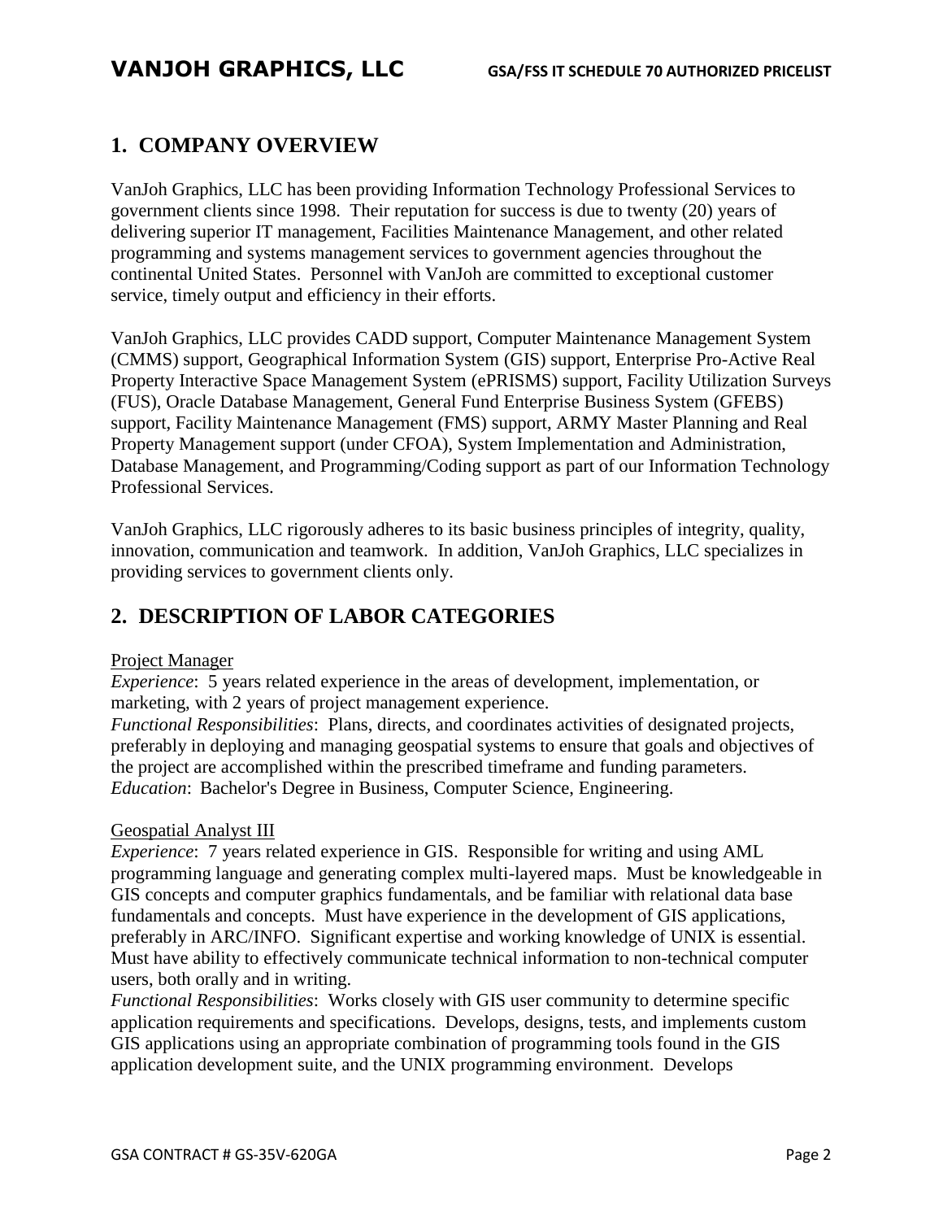## 1. COMPANY OVERVIEW

VanJoh Graphics, LLC has been providing Information Technology Professional Services to government clients since 1998. Their reputation for success is due to twenty (20) years of delivering superior IT management, Facilities Maintenance Management, and other related programming and systems management services to government agencies throughout the continental United States. Personnel with VanJoh are committed to exceptional customer service, timely output and efficiency in their efforts.

VanJoh Graphics, LLC provides CADD support, Computer Maintenance Management System (CMMS) support, Geographical Information System (GIS) support, Enterprise Pro-Active Real Property Interactive Space Management System (ePRISMS) support, Facility Utilization Surveys (FUS), Oracle Database Management, General Fund Enterprise Business System (GFEBS) support, Facility Maintenance Management (FMS) support, ARMY Master Planning and Real Property Management support (under CFOA), System Implementation and Administration, Database Management, and Programming/Coding support as part of our Information Technology Professional Services.

VanJoh Graphics, LLC rigorously adheres to its basic business principles of integrity, quality, innovation, communication and teamwork. In addition, VanJoh Graphics, LLC specializes in providing services to government clients only.

## 2. DESCRIPTION OF LABOR CATEGORIES

Project Manager
*Experience*: 5 years related experience in the areas of development, implementation, or marketing, with 2 years of project management experience.
*Functional Responsibilities*: Plans, directs, and coordinates activities of designated projects, preferably in deploying and managing geospatial systems to ensure that goals and objectives of the project are accomplished within the prescribed timeframe and funding parameters.
*Education*: Bachelor's Degree in Business, Computer Science, Engineering.

Geospatial Analyst III
*Experience*: 7 years related experience in GIS. Responsible for writing and using AML programming language and generating complex multi-layered maps. Must be knowledgeable in GIS concepts and computer graphics fundamentals, and be familiar with relational data base fundamentals and concepts. Must have experience in the development of GIS applications, preferably in ARC/INFO. Significant expertise and working knowledge of UNIX is essential. Must have ability to effectively communicate technical information to non-technical computer users, both orally and in writing.
*Functional Responsibilities*: Works closely with GIS user community to determine specific application requirements and specifications. Develops, designs, tests, and implements custom GIS applications using an appropriate combination of programming tools found in the GIS application development suite, and the UNIX programming environment. Develops